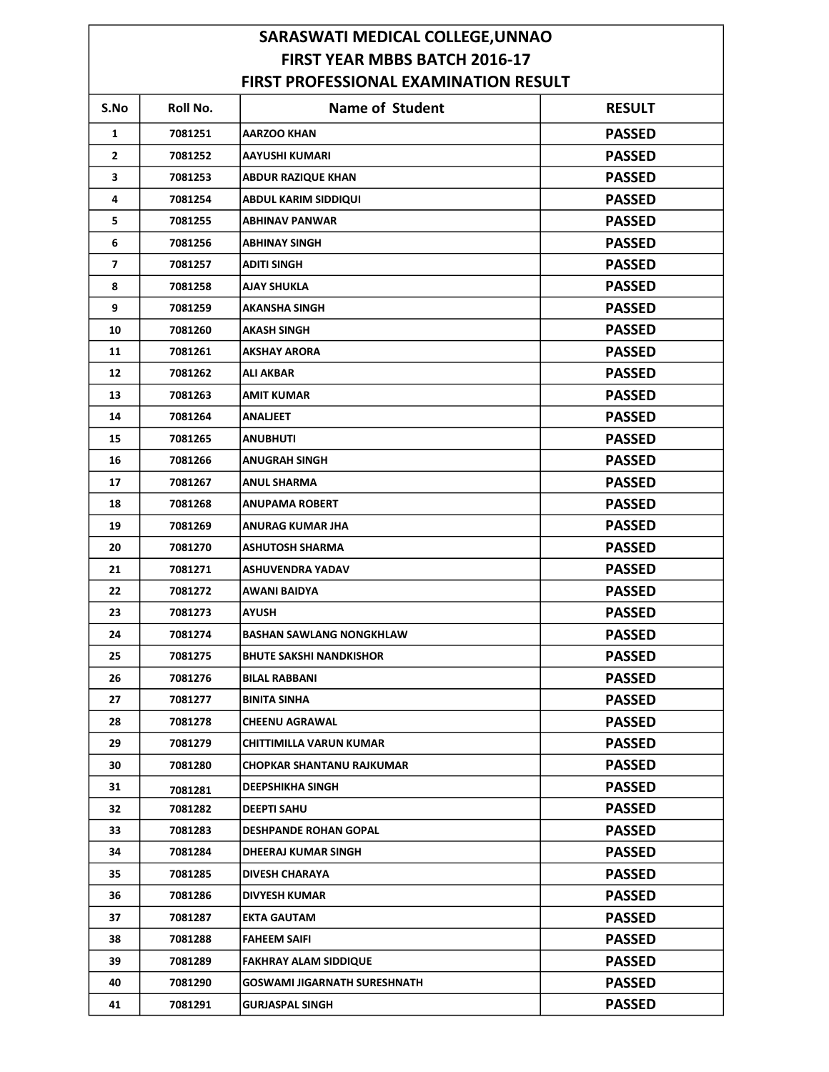# SARASWATI MEDICAL COLLEGE,UNNAO
## FIRST YEAR MBBS BATCH 2016-17
## FIRST PROFESSIONAL EXAMINATION RESULT

| S.No | Roll No. | Name of Student | RESULT |
|---|---|---|---|
| 1 | 7081251 | AARZOO KHAN | PASSED |
| 2 | 7081252 | AAYUSHI KUMARI | PASSED |
| 3 | 7081253 | ABDUR RAZIQUE KHAN | PASSED |
| 4 | 7081254 | ABDUL KARIM SIDDIQUI | PASSED |
| 5 | 7081255 | ABHINAV PANWAR | PASSED |
| 6 | 7081256 | ABHINAY SINGH | PASSED |
| 7 | 7081257 | ADITI SINGH | PASSED |
| 8 | 7081258 | AJAY SHUKLA | PASSED |
| 9 | 7081259 | AKANSHA SINGH | PASSED |
| 10 | 7081260 | AKASH SINGH | PASSED |
| 11 | 7081261 | AKSHAY ARORA | PASSED |
| 12 | 7081262 | ALI AKBAR | PASSED |
| 13 | 7081263 | AMIT KUMAR | PASSED |
| 14 | 7081264 | ANALJEET | PASSED |
| 15 | 7081265 | ANUBHUTI | PASSED |
| 16 | 7081266 | ANUGRAH SINGH | PASSED |
| 17 | 7081267 | ANUL SHARMA | PASSED |
| 18 | 7081268 | ANUPAMA ROBERT | PASSED |
| 19 | 7081269 | ANURAG KUMAR JHA | PASSED |
| 20 | 7081270 | ASHUTOSH SHARMA | PASSED |
| 21 | 7081271 | ASHUVENDRA YADAV | PASSED |
| 22 | 7081272 | AWANI BAIDYA | PASSED |
| 23 | 7081273 | AYUSH | PASSED |
| 24 | 7081274 | BASHAN SAWLANG NONGKHLAW | PASSED |
| 25 | 7081275 | BHUTE SAKSHI NANDKISHOR | PASSED |
| 26 | 7081276 | BILAL RABBANI | PASSED |
| 27 | 7081277 | BINITA SINHA | PASSED |
| 28 | 7081278 | CHEENU AGRAWAL | PASSED |
| 29 | 7081279 | CHITTIMILLA VARUN KUMAR | PASSED |
| 30 | 7081280 | CHOPKAR SHANTANU RAJKUMAR | PASSED |
| 31 | 7081281 | DEEPSHIKHA SINGH | PASSED |
| 32 | 7081282 | DEEPTI SAHU | PASSED |
| 33 | 7081283 | DESHPANDE ROHAN GOPAL | PASSED |
| 34 | 7081284 | DHEERAJ KUMAR SINGH | PASSED |
| 35 | 7081285 | DIVESH CHARAYA | PASSED |
| 36 | 7081286 | DIVYESH KUMAR | PASSED |
| 37 | 7081287 | EKTA GAUTAM | PASSED |
| 38 | 7081288 | FAHEEM SAIFI | PASSED |
| 39 | 7081289 | FAKHRAY ALAM SIDDIQUE | PASSED |
| 40 | 7081290 | GOSWAMI JIGARNATH SURESHNATH | PASSED |
| 41 | 7081291 | GURJASPAL SINGH | PASSED |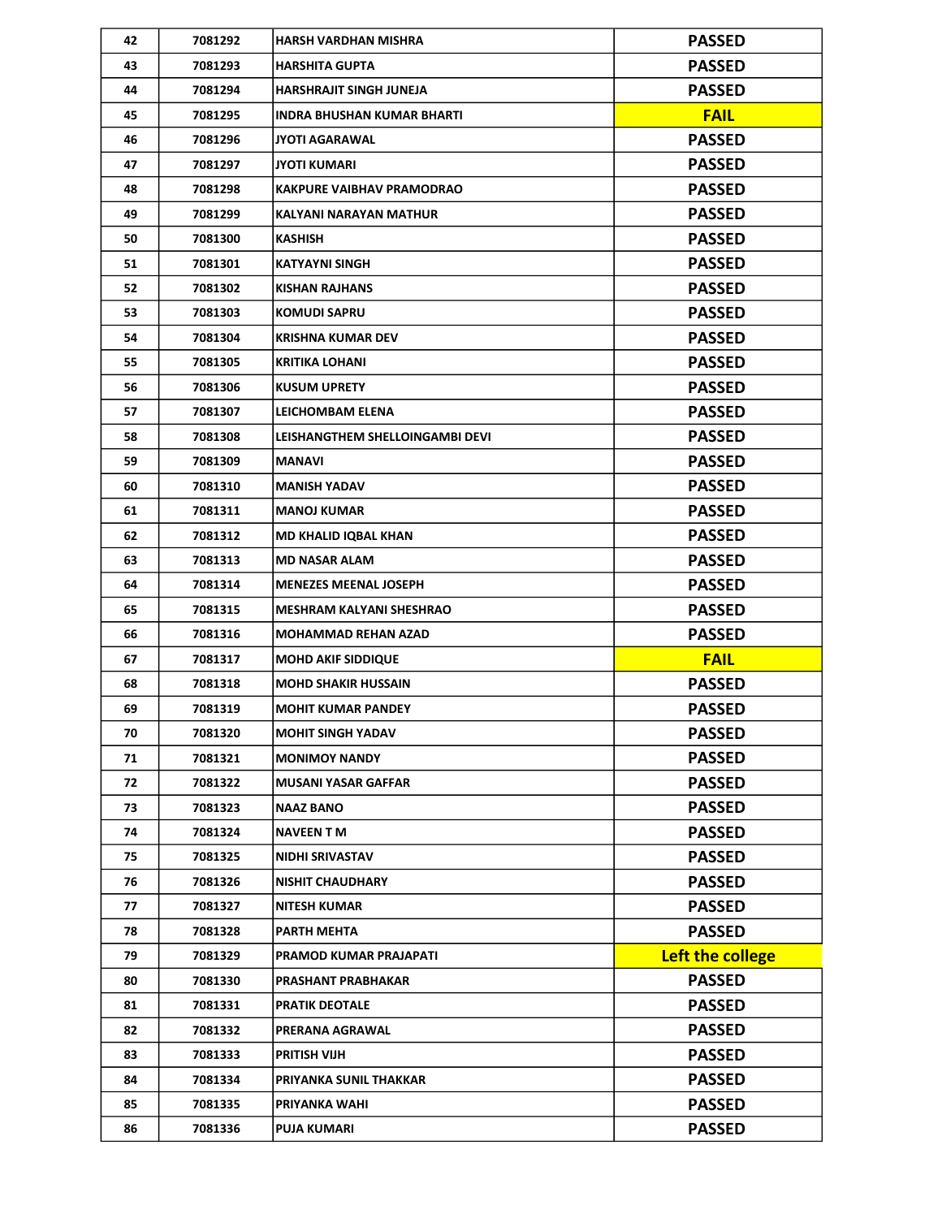| | | | |
|---|---|---|---|
| 42 | 7081292 | HARSH VARDHAN MISHRA | PASSED |
| 43 | 7081293 | HARSHITA GUPTA | PASSED |
| 44 | 7081294 | HARSHRAJIT SINGH JUNEJA | PASSED |
| 45 | 7081295 | INDRA BHUSHAN KUMAR BHARTI | FAIL |
| 46 | 7081296 | JYOTI AGARAWAL | PASSED |
| 47 | 7081297 | JYOTI KUMARI | PASSED |
| 48 | 7081298 | KAKPURE VAIBHAV PRAMODRAO | PASSED |
| 49 | 7081299 | KALYANI NARAYAN MATHUR | PASSED |
| 50 | 7081300 | KASHISH | PASSED |
| 51 | 7081301 | KATYAYNI SINGH | PASSED |
| 52 | 7081302 | KISHAN RAJHANS | PASSED |
| 53 | 7081303 | KOMUDI SAPRU | PASSED |
| 54 | 7081304 | KRISHNA KUMAR DEV | PASSED |
| 55 | 7081305 | KRITIKA LOHANI | PASSED |
| 56 | 7081306 | KUSUM UPRETY | PASSED |
| 57 | 7081307 | LEICHOMBAM ELENA | PASSED |
| 58 | 7081308 | LEISHANGTHEM SHELLOINGAMBI DEVI | PASSED |
| 59 | 7081309 | MANAVI | PASSED |
| 60 | 7081310 | MANISH YADAV | PASSED |
| 61 | 7081311 | MANOJ KUMAR | PASSED |
| 62 | 7081312 | MD KHALID IQBAL KHAN | PASSED |
| 63 | 7081313 | MD NASAR ALAM | PASSED |
| 64 | 7081314 | MENEZES MEENAL JOSEPH | PASSED |
| 65 | 7081315 | MESHRAM KALYANI SHESHRAO | PASSED |
| 66 | 7081316 | MOHAMMAD REHAN AZAD | PASSED |
| 67 | 7081317 | MOHD AKIF SIDDIQUE | FAIL |
| 68 | 7081318 | MOHD SHAKIR HUSSAIN | PASSED |
| 69 | 7081319 | MOHIT KUMAR PANDEY | PASSED |
| 70 | 7081320 | MOHIT SINGH YADAV | PASSED |
| 71 | 7081321 | MONIMOY NANDY | PASSED |
| 72 | 7081322 | MUSANI YASAR GAFFAR | PASSED |
| 73 | 7081323 | NAAZ BANO | PASSED |
| 74 | 7081324 | NAVEEN T M | PASSED |
| 75 | 7081325 | NIDHI SRIVASTAV | PASSED |
| 76 | 7081326 | NISHIT CHAUDHARY | PASSED |
| 77 | 7081327 | NITESH KUMAR | PASSED |
| 78 | 7081328 | PARTH MEHTA | PASSED |
| 79 | 7081329 | PRAMOD KUMAR PRAJAPATI | Left the college |
| 80 | 7081330 | PRASHANT PRABHAKAR | PASSED |
| 81 | 7081331 | PRATIK DEOTALE | PASSED |
| 82 | 7081332 | PRERANA AGRAWAL | PASSED |
| 83 | 7081333 | PRITISH VIJH | PASSED |
| 84 | 7081334 | PRIYANKA SUNIL THAKKAR | PASSED |
| 85 | 7081335 | PRIYANKA WAHI | PASSED |
| 86 | 7081336 | PUJA KUMARI | PASSED |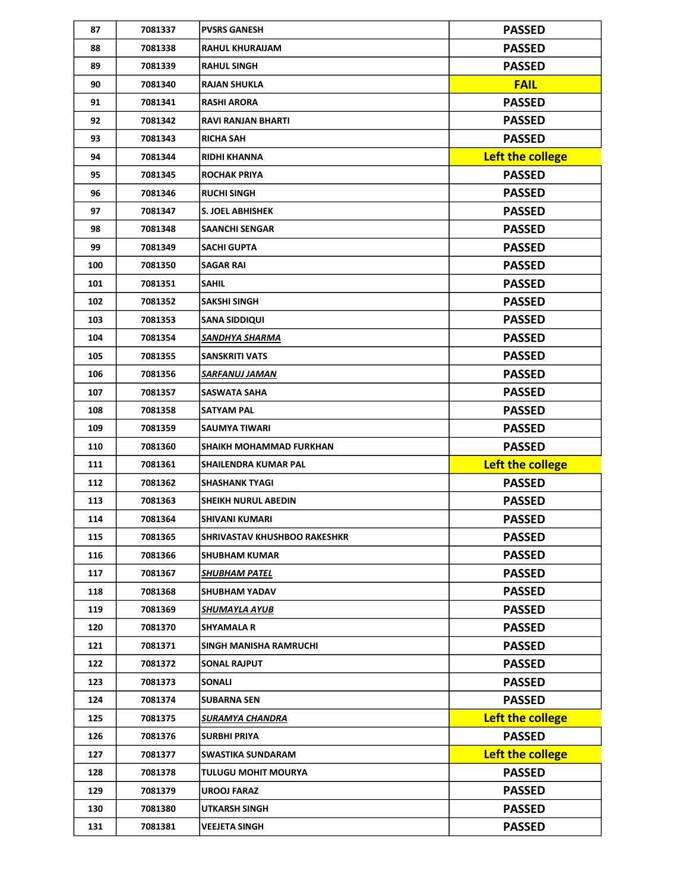| 87 | 7081337 | PVSRS GANESH | PASSED |
|---|---|---|---|
| 88 | 7081338 | RAHUL KHURAIJAM | PASSED |
| 89 | 7081339 | RAHUL SINGH | PASSED |
| 90 | 7081340 | RAJAN SHUKLA | FAIL |
| 91 | 7081341 | RASHI ARORA | PASSED |
| 92 | 7081342 | RAVI RANJAN BHARTI | PASSED |
| 93 | 7081343 | RICHA SAH | PASSED |
| 94 | 7081344 | RIDHI KHANNA | Left the college |
| 95 | 7081345 | ROCHAK PRIYA | PASSED |
| 96 | 7081346 | RUCHI SINGH | PASSED |
| 97 | 7081347 | S. JOEL ABHISHEK | PASSED |
| 98 | 7081348 | SAANCHI SENGAR | PASSED |
| 99 | 7081349 | SACHI GUPTA | PASSED |
| 100 | 7081350 | SAGAR RAI | PASSED |
| 101 | 7081351 | SAHIL | PASSED |
| 102 | 7081352 | SAKSHI SINGH | PASSED |
| 103 | 7081353 | SANA SIDDIQUI | PASSED |
| 104 | 7081354 | SANDHYA SHARMA | PASSED |
| 105 | 7081355 | SANSKRITI VATS | PASSED |
| 106 | 7081356 | SARFANUJ JAMAN | PASSED |
| 107 | 7081357 | SASWATA SAHA | PASSED |
| 108 | 7081358 | SATYAM PAL | PASSED |
| 109 | 7081359 | SAUMYA TIWARI | PASSED |
| 110 | 7081360 | SHAIKH MOHAMMAD FURKHAN | PASSED |
| 111 | 7081361 | SHAILENDRA KUMAR PAL | Left the college |
| 112 | 7081362 | SHASHANK TYAGI | PASSED |
| 113 | 7081363 | SHEIKH NURUL ABEDIN | PASSED |
| 114 | 7081364 | SHIVANI KUMARI | PASSED |
| 115 | 7081365 | SHRIVASTAV KHUSHBOO RAKESHKR | PASSED |
| 116 | 7081366 | SHUBHAM KUMAR | PASSED |
| 117 | 7081367 | SHUBHAM PATEL | PASSED |
| 118 | 7081368 | SHUBHAM YADAV | PASSED |
| 119 | 7081369 | SHUMAYLA AYUB | PASSED |
| 120 | 7081370 | SHYAMALA R | PASSED |
| 121 | 7081371 | SINGH MANISHA RAMRUCHI | PASSED |
| 122 | 7081372 | SONAL RAJPUT | PASSED |
| 123 | 7081373 | SONALI | PASSED |
| 124 | 7081374 | SUBARNA SEN | PASSED |
| 125 | 7081375 | SURAMYA CHANDRA | Left the college |
| 126 | 7081376 | SURBHI PRIYA | PASSED |
| 127 | 7081377 | SWASTIKA SUNDARAM | Left the college |
| 128 | 7081378 | TULUGU MOHIT MOURYA | PASSED |
| 129 | 7081379 | UROOJ FARAZ | PASSED |
| 130 | 7081380 | UTKARSH SINGH | PASSED |
| 131 | 7081381 | VEEJETA SINGH | PASSED |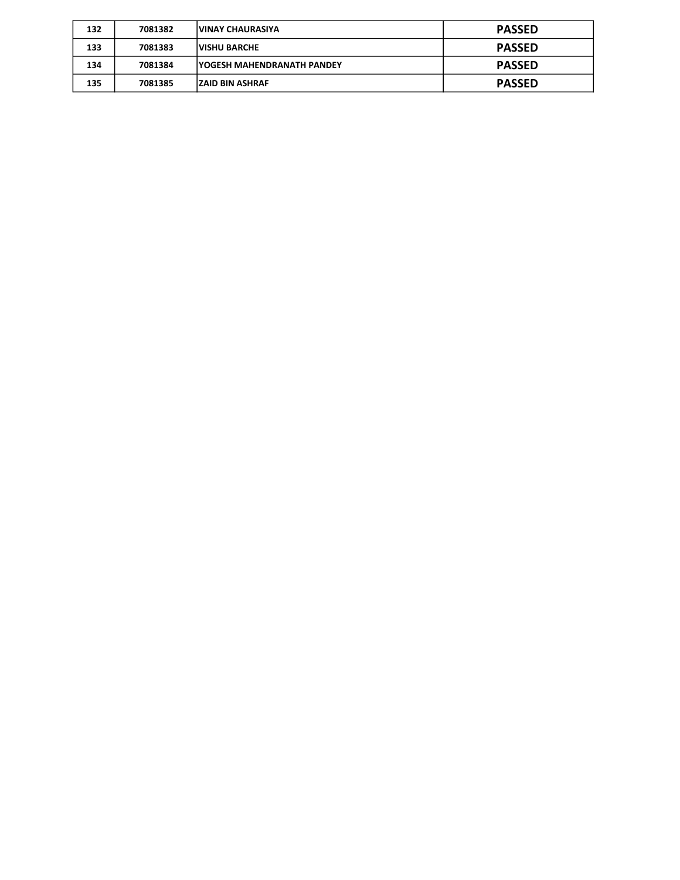| | | | |
|---|---|---|---|
| 132 | 7081382 | VINAY CHAURASIYA | PASSED |
| 133 | 7081383 | VISHU BARCHE | PASSED |
| 134 | 7081384 | YOGESH MAHENDRANATH PANDEY | PASSED |
| 135 | 7081385 | ZAID BIN ASHRAF | PASSED |